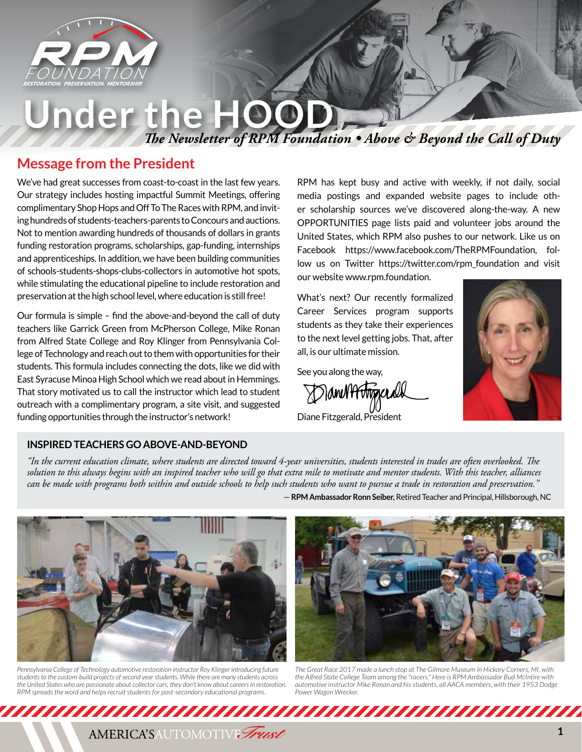RPM FOUNDATION
RESTORATION. PRESERVATION. MENTORSHIP.

# Under the HOOD

*The Newsletter of RPM Foundation • Above & Beyond the Call of Duty*

## Message from the President

We've had great successes from coast-to-coast in the last few years. Our strategy includes hosting impactful Summit Meetings, offering complimentary Shop Hops and Off To The Races with RPM, and inviting hundreds of students-teachers-parents to Concours and auctions. Not to mention awarding hundreds of thousands of dollars in grants funding restoration programs, scholarships, gap-funding, internships and apprenticeships. In addition, we have been building communities of schools-students-shops-clubs-collectors in automotive hot spots, while stimulating the educational pipeline to include restoration and preservation at the high school level, where education is still free!

Our formula is simple – find the above-and-beyond the call of duty teachers like Garrick Green from McPherson College, Mike Ronan from Alfred State College and Roy Klinger from Pennsylvania College of Technology and reach out to them with opportunities for their students. This formula includes connecting the dots, like we did with East Syracuse Minoa High School which we read about in Hemmings. That story motivated us to call the instructor which lead to student outreach with a complimentary program, a site visit, and suggested funding opportunities through the instructor's network!

RPM has kept busy and active with weekly, if not daily, social media postings and expanded website pages to include other scholarship sources we've discovered along-the-way. A new OPPORTUNITIES page lists paid and volunteer jobs around the United States, which RPM also pushes to our network. Like us on Facebook https://www.facebook.com/TheRPMFoundation, follow us on Twitter https://twitter.com/rpm_foundation and visit our website www.rpm.foundation.

What's next? Our recently formalized Career Services program supports students as they take their experiences to the next level getting jobs. That, after all, is our ultimate mission.

See you along the way,

Diane Fitzgerald, President

### INSPIRED TEACHERS GO ABOVE-AND-BEYOND

*"In the current education climate, where students are directed toward 4-year universities, students interested in trades are often overlooked. The solution to this always begins with an inspired teacher who will go that extra mile to motivate and mentor students. With this teacher, alliances can be made with programs both within and outside schools to help such students who want to pursue a trade in restoration and preservation."*

— **RPM Ambassador Ronn Seiber,** Retired Teacher and Principal, Hillsborough, NC

*Pennsylvania College of Technology automotive restoration instructor Roy Klinger introducing future students to the custom-build projects of second year students. While there are many students across the United States who are passionate about collector cars, they don't know about careers in restoration. RPM spreads the word and helps recruit students for post-secondary educational programs.*

*The Great Race 2017 made a lunch stop at The Gilmore Museum in Hickory Corners, MI, with the Alfred State College Team among the "racers." Here is RPM Ambassador Bud McIntire with automotive instructor Mike Ronan and his students, all AACA members, with their 1953 Dodge Power Wagon Wrecker.*

AMERICA'S AUTOMOTIVE Trust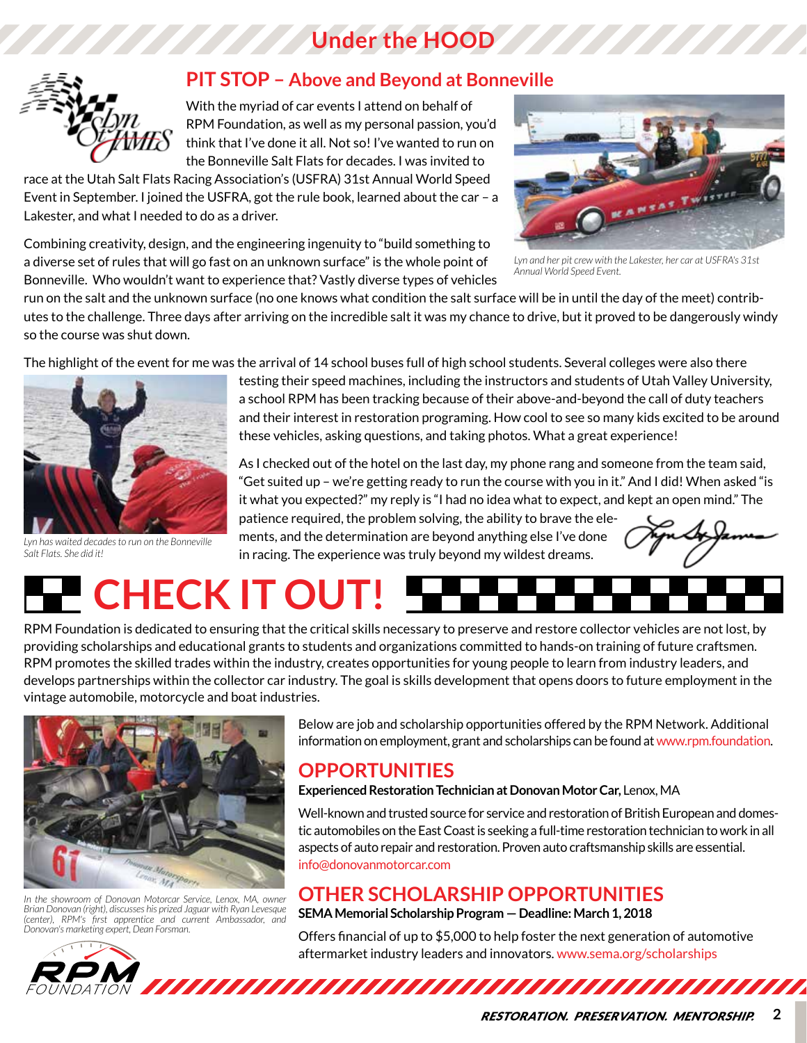# Under the HOOD

## PIT STOP – Above and Beyond at Bonneville

With the myriad of car events I attend on behalf of RPM Foundation, as well as my personal passion, you'd think that I've done it all. Not so! I've wanted to run on the Bonneville Salt Flats for decades. I was invited to race at the Utah Salt Flats Racing Association's (USFRA) 31st Annual World Speed Event in September. I joined the USFRA, got the rule book, learned about the car – a Lakester, and what I needed to do as a driver.

*Lyn and her pit crew with the Lakester, her car at USFRA's 31st Annual World Speed Event.*

Combining creativity, design, and the engineering ingenuity to "build something to a diverse set of rules that will go fast on an unknown surface" is the whole point of Bonneville. Who wouldn't want to experience that? Vastly diverse types of vehicles run on the salt and the unknown surface (no one knows what condition the salt surface will be in until the day of the meet) contributes to the challenge. Three days after arriving on the incredible salt it was my chance to drive, but it proved to be dangerously windy so the course was shut down.

The highlight of the event for me was the arrival of 14 school buses full of high school students. Several colleges were also there testing their speed machines, including the instructors and students of Utah Valley University, a school RPM has been tracking because of their above-and-beyond the call of duty teachers and their interest in restoration programing. How cool to see so many kids excited to be around these vehicles, asking questions, and taking photos. What a great experience!

*Lyn has waited decades to run on the Bonneville Salt Flats. She did it!*

As I checked out of the hotel on the last day, my phone rang and someone from the team said, "Get suited up – we're getting ready to run the course with you in it." And I did! When asked "is it what you expected?" my reply is "I had no idea what to expect, and kept an open mind." The patience required, the problem solving, the ability to brave the elements, and the determination are beyond anything else I've done in racing. The experience was truly beyond my wildest dreams.

# CHECK IT OUT!

RPM Foundation is dedicated to ensuring that the critical skills necessary to preserve and restore collector vehicles are not lost, by providing scholarships and educational grants to students and organizations committed to hands-on training of future craftsmen. RPM promotes the skilled trades within the industry, creates opportunities for young people to learn from industry leaders, and develops partnerships within the collector car industry. The goal is skills development that opens doors to future employment in the vintage automobile, motorcycle and boat industries.

*In the showroom of Donovan Motorcar Service, Lenox, MA, owner Brian Donovan (right), discusses his prized Jaguar with Ryan Levesque (center), RPM's first apprentice and current Ambassador, and Donovan's marketing expert, Dean Forsman.*

Below are job and scholarship opportunities offered by the RPM Network. Additional information on employment, grant and scholarships can be found at www.rpm.foundation.

## OPPORTUNITIES

**Experienced Restoration Technician at Donovan Motor Car,** Lenox, MA

Well-known and trusted source for service and restoration of British European and domestic automobiles on the East Coast is seeking a full-time restoration technician to work in all aspects of auto repair and restoration. Proven auto craftsmanship skills are essential. info@donovanmotorcar.com

## OTHER SCHOLARSHIP OPPORTUNITIES

**SEMA Memorial Scholarship Program — Deadline: March 1, 2018**

Offers financial of up to $5,000 to help foster the next generation of automotive aftermarket industry leaders and innovators. www.sema.org/scholarships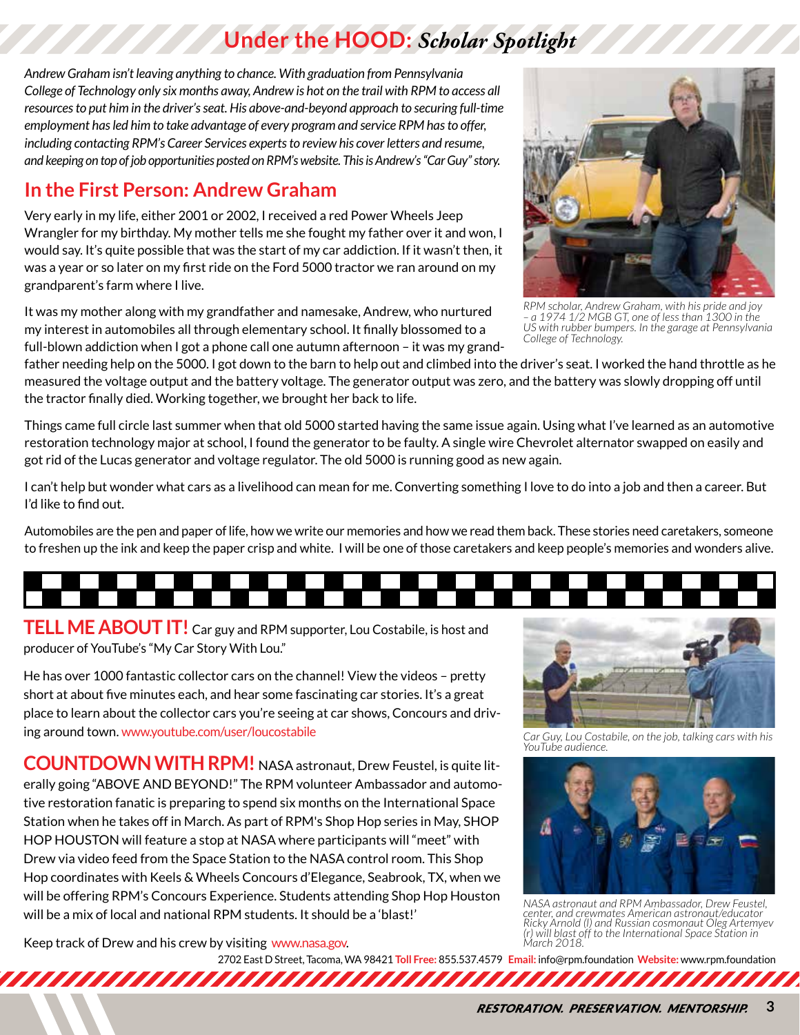# Under the HOOD: *Scholar Spotlight*

*Andrew Graham isn't leaving anything to chance. With graduation from Pennsylvania College of Technology only six months away, Andrew is hot on the trail with RPM to access all resources to put him in the driver's seat. His above-and-beyond approach to securing full-time employment has led him to take advantage of every program and service RPM has to offer, including contacting RPM's Career Services experts to review his cover letters and resume, and keeping on top of job opportunities posted on RPM's website. This is Andrew's "Car Guy" story.*

## In the First Person: Andrew Graham

Very early in my life, either 2001 or 2002, I received a red Power Wheels Jeep Wrangler for my birthday. My mother tells me she fought my father over it and won, I would say. It's quite possible that was the start of my car addiction. If it wasn't then, it was a year or so later on my first ride on the Ford 5000 tractor we ran around on my grandparent's farm where I live.

It was my mother along with my grandfather and namesake, Andrew, who nurtured my interest in automobiles all through elementary school. It finally blossomed to a full-blown addiction when I got a phone call one autumn afternoon – it was my grandfather needing help on the 5000. I got down to the barn to help out and climbed into the driver's seat. I worked the hand throttle as he measured the voltage output and the battery voltage. The generator output was zero, and the battery was slowly dropping off until the tractor finally died. Working together, we brought her back to life.

*RPM scholar, Andrew Graham, with his pride and joy – a 1974 1/2 MGB GT, one of less than 1300 in the US with rubber bumpers. In the garage at Pennsylvania College of Technology.*

Things came full circle last summer when that old 5000 started having the same issue again. Using what I've learned as an automotive restoration technology major at school, I found the generator to be faulty. A single wire Chevrolet alternator swapped on easily and got rid of the Lucas generator and voltage regulator. The old 5000 is running good as new again.

I can't help but wonder what cars as a livelihood can mean for me. Converting something I love to do into a job and then a career. But I'd like to find out.

Automobiles are the pen and paper of life, how we write our memories and how we read them back. These stories need caretakers, someone to freshen up the ink and keep the paper crisp and white. I will be one of those caretakers and keep people's memories and wonders alive.

**TELL ME ABOUT IT!** Car guy and RPM supporter, Lou Costabile, is host and producer of YouTube's "My Car Story With Lou."

He has over 1000 fantastic collector cars on the channel! View the videos – pretty short at about five minutes each, and hear some fascinating car stories. It's a great place to learn about the collector cars you're seeing at car shows, Concours and driving around town. www.youtube.com/user/loucostabile

*Car Guy, Lou Costabile, on the job, talking cars with his YouTube audience.*

**COUNTDOWN WITH RPM!** NASA astronaut, Drew Feustel, is quite literally going "ABOVE AND BEYOND!" The RPM volunteer Ambassador and automotive restoration fanatic is preparing to spend six months on the International Space Station when he takes off in March. As part of RPM's Shop Hop series in May, SHOP HOP HOUSTON will feature a stop at NASA where participants will "meet" with Drew via video feed from the Space Station to the NASA control room. This Shop Hop coordinates with Keels & Wheels Concours d'Elegance, Seabrook, TX, when we will be offering RPM's Concours Experience. Students attending Shop Hop Houston will be a mix of local and national RPM students. It should be a 'blast!'

Keep track of Drew and his crew by visiting www.nasa.gov.

*NASA astronaut and RPM Ambassador, Drew Feustel, center, and crewmates American astronaut/educator Ricky Arnold (l) and Russian cosmonaut Oleg Artemyev (r) will blast off to the International Space Station in March 2018.*

2702 East D Street, Tacoma, WA 98421 **Toll Free:** 855.537.4579 **Email:** info@rpm.foundation **Website:** www.rpm.foundation

***RESTORATION. PRESERVATION. MENTORSHIP.***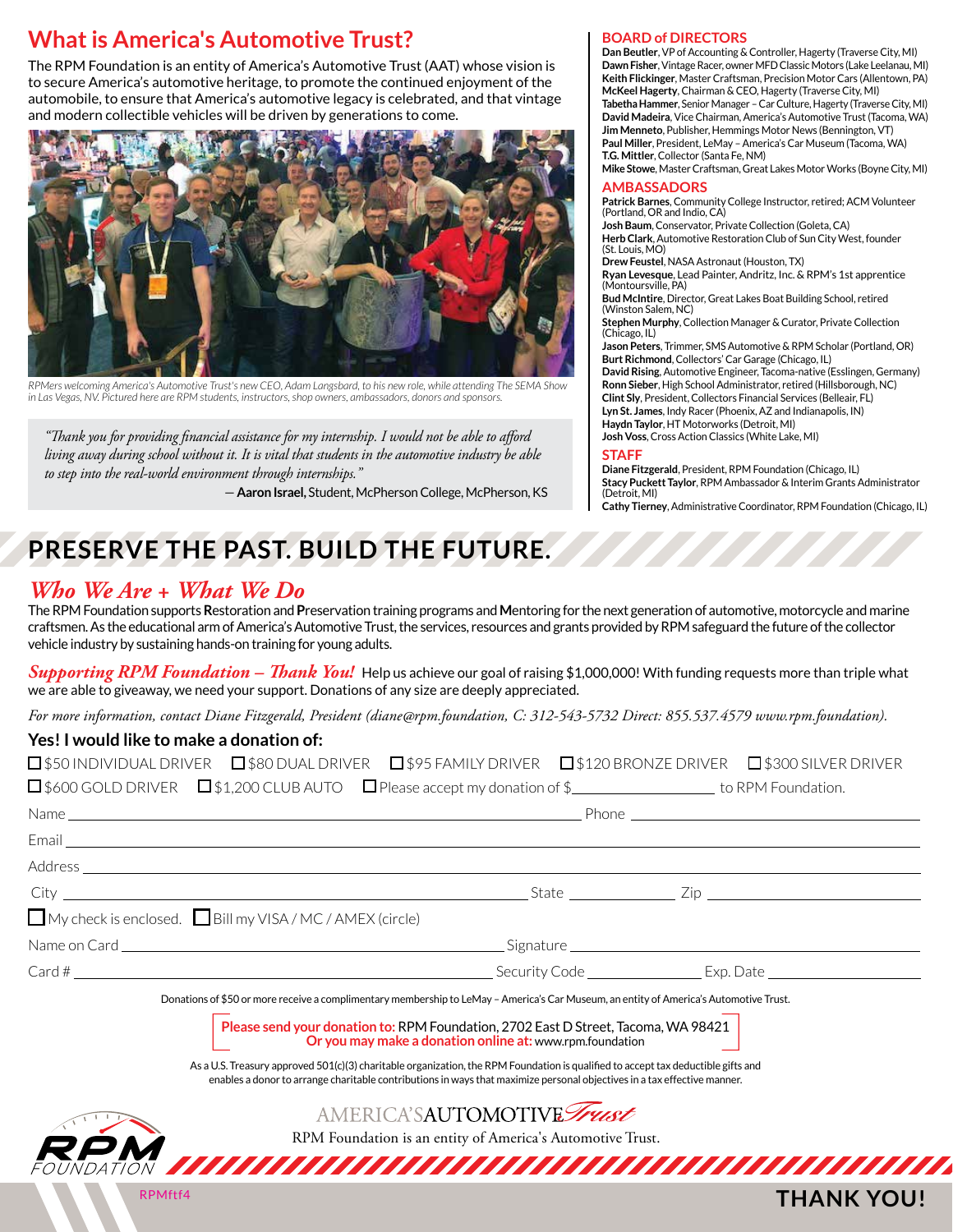## What is America's Automotive Trust?

The RPM Foundation is an entity of America's Automotive Trust (AAT) whose vision is to secure America's automotive heritage, to promote the continued enjoyment of the automobile, to ensure that America's automotive legacy is celebrated, and that vintage and modern collectible vehicles will be driven by generations to come.

*RPMers welcoming America's Automotive Trust's new CEO, Adam Langsbard, to his new role, while attending The SEMA Show in Las Vegas, NV. Pictured here are RPM students, instructors, shop owners, ambassadors, donors and sponsors.*

> *"Thank you for providing financial assistance for my internship. I would not be able to afford living away during school without it. It is vital that students in the automotive industry be able to step into the real-world environment through internships."*
>
> — **Aaron Israel,** Student, McPherson College, McPherson, KS

### BOARD of DIRECTORS

**Dan Beutler**, VP of Accounting & Controller, Hagerty (Traverse City, MI)
**Dawn Fisher**, Vintage Racer, owner MFD Classic Motors (Lake Leelanau, MI)
**Keith Flickinger**, Master Craftsman, Precision Motor Cars (Allentown, PA)
**McKeel Hagerty**, Chairman & CEO, Hagerty (Traverse City, MI)
**Tabetha Hammer**, Senior Manager – Car Culture, Hagerty (Traverse City, MI)
**David Madeira**, Vice Chairman, America's Automotive Trust (Tacoma, WA)
**Jim Menneto**, Publisher, Hemmings Motor News (Bennington, VT)
**Paul Miller**, President, LeMay – America's Car Museum (Tacoma, WA)
**T.G. Mittler**, Collector (Santa Fe, NM)
**Mike Stowe**, Master Craftsman, Great Lakes Motor Works (Boyne City, MI)

### AMBASSADORS

**Patrick Barnes**, Community College Instructor, retired; ACM Volunteer (Portland, OR and Indio, CA)
**Josh Baum**, Conservator, Private Collection (Goleta, CA)
**Herb Clark**, Automotive Restoration Club of Sun City West, founder (St. Louis, MO)
**Drew Feustel**, NASA Astronaut (Houston, TX)
**Ryan Levesque**, Lead Painter, Andritz, Inc. & RPM's 1st apprentice (Montoursville, PA)
**Bud McIntire**, Director, Great Lakes Boat Building School, retired (Winston Salem, NC)
**Stephen Murphy**, Collection Manager & Curator, Private Collection (Chicago, IL)
**Jason Peters**, Trimmer, SMS Automotive & RPM Scholar (Portland, OR)
**Burt Richmond**, Collectors' Car Garage (Chicago, IL)
**David Rising**, Automotive Engineer, Tacoma-native (Esslingen, Germany)
**Ronn Sieber**, High School Administrator, retired (Hillsborough, NC)
**Clint Sly**, President, Collectors Financial Services (Belleair, FL)
**Lyn St. James**, Indy Racer (Phoenix, AZ and Indianapolis, IN)
**Haydn Taylor**, HT Motorworks (Detroit, MI)
**Josh Voss**, Cross Action Classics (White Lake, MI)

### STAFF

**Diane Fitzgerald**, President, RPM Foundation (Chicago, IL)
**Stacy Puckett Taylor**, RPM Ambassador & Interim Grants Administrator (Detroit, MI)
**Cathy Tierney**, Administrative Coordinator, RPM Foundation (Chicago, IL)

## PRESERVE THE PAST. BUILD THE FUTURE.

### *Who We Are + What We Do*

The RPM Foundation supports **R**estoration and **P**reservation training programs and **M**entoring for the next generation of automotive, motorcycle and marine craftsmen. As the educational arm of America's Automotive Trust, the services, resources and grants provided by RPM safeguard the future of the collector vehicle industry by sustaining hands-on training for young adults.

***Supporting RPM Foundation – Thank You!*** Help us achieve our goal of raising $1,000,000! With funding requests more than triple what we are able to giveaway, we need your support. Donations of any size are deeply appreciated.

*For more information, contact Diane Fitzgerald, President (diane@rpm.foundation, C: 312-543-5732 Direct: 855.537.4579 www.rpm.foundation).*

### Yes! I would like to make a donation of:

☐ $50 INDIVIDUAL DRIVER ☐ $80 DUAL DRIVER ☐ $95 FAMILY DRIVER ☐ $120 BRONZE DRIVER ☐ $300 SILVER DRIVER
☐ $600 GOLD DRIVER ☐ $1,200 CLUB AUTO ☐ Please accept my donation of $__________ to RPM Foundation.

Name ______________________ Phone ______________________
Email ______________________
Address ______________________
City ______________________ State __________ Zip __________
☐ My check is enclosed. ☐ Bill my VISA / MC / AMEX (circle)
Name on Card ______________________ Signature ______________________
Card # ______________________ Security Code __________ Exp. Date __________

Donations of $50 or more receive a complimentary membership to LeMay – America's Car Museum, an entity of America's Automotive Trust.

**Please send your donation to:** RPM Foundation, 2702 East D Street, Tacoma, WA 98421
**Or you may make a donation online at:** www.rpm.foundation

As a U.S. Treasury approved 501(c)(3) charitable organization, the RPM Foundation is qualified to accept tax deductible gifts and enables a donor to arrange charitable contributions in ways that maximize personal objectives in a tax effective manner.

AMERICA'S AUTOMOTIVE *Trust*
RPM Foundation is an entity of America's Automotive Trust.

RPM FOUNDATION

RPMftf4

**THANK YOU!**